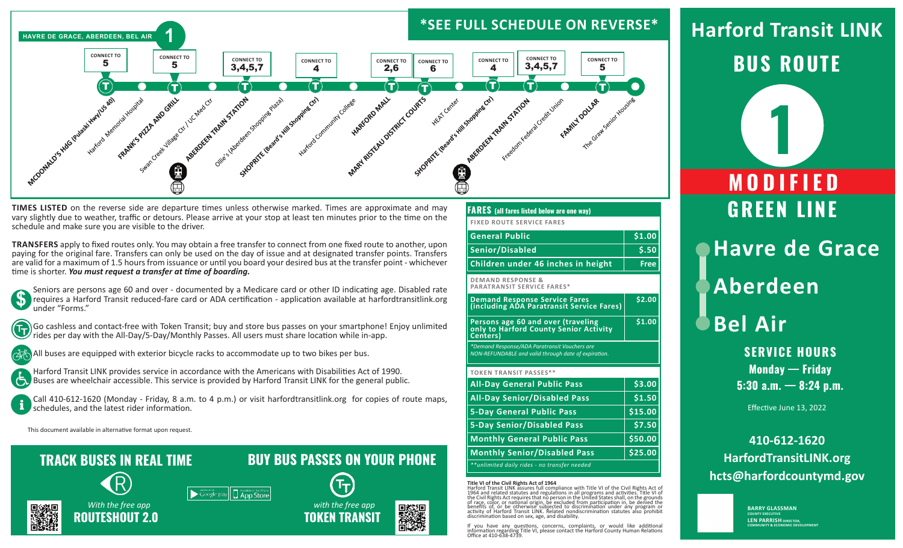# Harford Transit LINK BUS ROUTE 1

## MODIFIED GREEN LINE

- Havre de Grace
- Aberdeen
- Bel Air

**SERVICE HOURS**
**Monday — Friday**
**5:30 a.m. — 8:24 p.m.**

Effective June 13, 2022

410-612-1620
HarfordTransitLINK.org
hcts@harfordcountymd.gov

**BARRY GLASSMAN** COUNTY EXECUTIVE
**LEN PARRISH** DIRECTOR, COMMUNITY & ECONOMIC DEVELOPMENT

---

**HAVRE DE GRACE, ABERDEEN, BEL AIR — 1**

***SEE FULL SCHEDULE ON REVERSE***

Route stops (T = timepoint):

- **MCDONALD'S HDG (Pulaski Hwy/US 40)** (T) — CONNECT TO 5
- Harford Memorial Hospital
- **FRANK'S PIZZA AND GRILL** (T) — CONNECT TO 5
- Swan Creek Village Ctr / UC Med Ctr
- **ABERDEEN TRAIN STATION** (T) — CONNECT TO 3,4,5,7
- Ollie's (Aberdeen Shopping Plaza)
- **SHOPRITE (Beard's Hill Shopping Ctr)** (T) — CONNECT TO 4
- Harford Community College
- **HARFORD MALL** (T) — CONNECT TO 2,6
- **MARY RISTEAU DISTRICT COURTS** (T) — CONNECT TO 6
- HEAT Center
- **SHOPRITE (Beard's Hill Shopping Ctr)** (T) — CONNECT TO 4
- **ABERDEEN TRAIN STATION** (T) — CONNECT TO 3,4,5,7
- Freedom Federal Credit Union
- **FAMILY DOLLAR** (T) — CONNECT TO 5
- The Graw Senior Housing

**TIMES LISTED** on the reverse side are departure times unless otherwise marked. Times are approximate and may vary slightly due to weather, traffic or detours. Please arrive at your stop at least ten minutes prior to the time on the schedule and make sure you are visible to the driver.

**TRANSFERS** apply to fixed routes only. You may obtain a free transfer to connect from one fixed route to another, upon paying for the original fare. Transfers can only be used on the day of issue and at designated transfer points. Transfers are valid for a maximum of 1.5 hours from issuance or until you board your desired bus at the transfer point - whichever time is shorter. ***You must request a transfer at time of boarding.***

Seniors are persons age 60 and over - documented by a Medicare card or other ID indicating age. Disabled rate requires a Harford Transit reduced-fare card or ADA certification - application available at harfordtransitlink.org under "Forms."

Go cashless and contact-free with Token Transit; buy and store bus passes on your smartphone! Enjoy unlimited rides per day with the All-Day/5-Day/Monthly Passes. All users must share location while in-app.

All buses are equipped with exterior bicycle racks to accommodate up to two bikes per bus.

Harford Transit LINK provides service in accordance with the Americans with Disabilities Act of 1990. Buses are wheelchair accessible. This service is provided by Harford Transit LINK for the general public.

Call 410-612-1620 (Monday - Friday, 8 a.m. to 4 p.m.) or visit harfordtransitlink.org for copies of route maps, schedules, and the latest rider information.

This document available in alternative format upon request.

## FARES (all fares listed below are one way)

| FIXED ROUTE SERVICE FARES | |
|---|---|
| General Public | $1.00 |
| Senior/Disabled | $.50 |
| Children under 46 inches in height | Free |

| DEMAND RESPONSE & PARATRANSIT SERVICE FARES* | |
|---|---|
| Demand Response Service Fares (including ADA Paratransit Service Fares) | $2.00 |
| Persons age 60 and over (traveling only to Harford County Senior Activity Centers) | $1.00 |

*Demand Response/ADA Paratransit Vouchers are NON-REFUNDABLE and valid through date of expiration.*

| TOKEN TRANSIT PASSES** | |
|---|---|
| All-Day General Public Pass | $3.00 |
| All-Day Senior/Disabled Pass | $1.50 |
| 5-Day General Public Pass | $15.00 |
| 5-Day Senior/Disabled Pass | $7.50 |
| Monthly General Public Pass | $50.00 |
| Monthly Senior/Disabled Pass | $25.00 |

*\*\*unlimited daily rides - no transfer needed*

**Title VI of the Civil Rights Act of 1964**
Harford Transit LINK assures full compliance with Title VI of the Civil Rights Act of 1964 and related statutes and regulations in all programs and activities. Title VI of the Civil Rights Act requires that no person in the United States shall, on the grounds of race, color, or national origin, be excluded from participation in, be denied the benefits of, or be otherwise subjected to discrimination under any program or activity of Harford Transit LINK. Related nondiscrimination statutes also prohibit discrimination based on sex, age, and disability.

If you have any questions, concerns, complaints, or would like additional information regarding Title VI, please contact the Harford County Human Relations Office at 410-638-4739.

## TRACK BUSES IN REAL TIME

With the free app
**ROUTESHOUT 2.0**

Google play | App Store

## BUY BUS PASSES ON YOUR PHONE

with the free app
**TOKEN TRANSIT**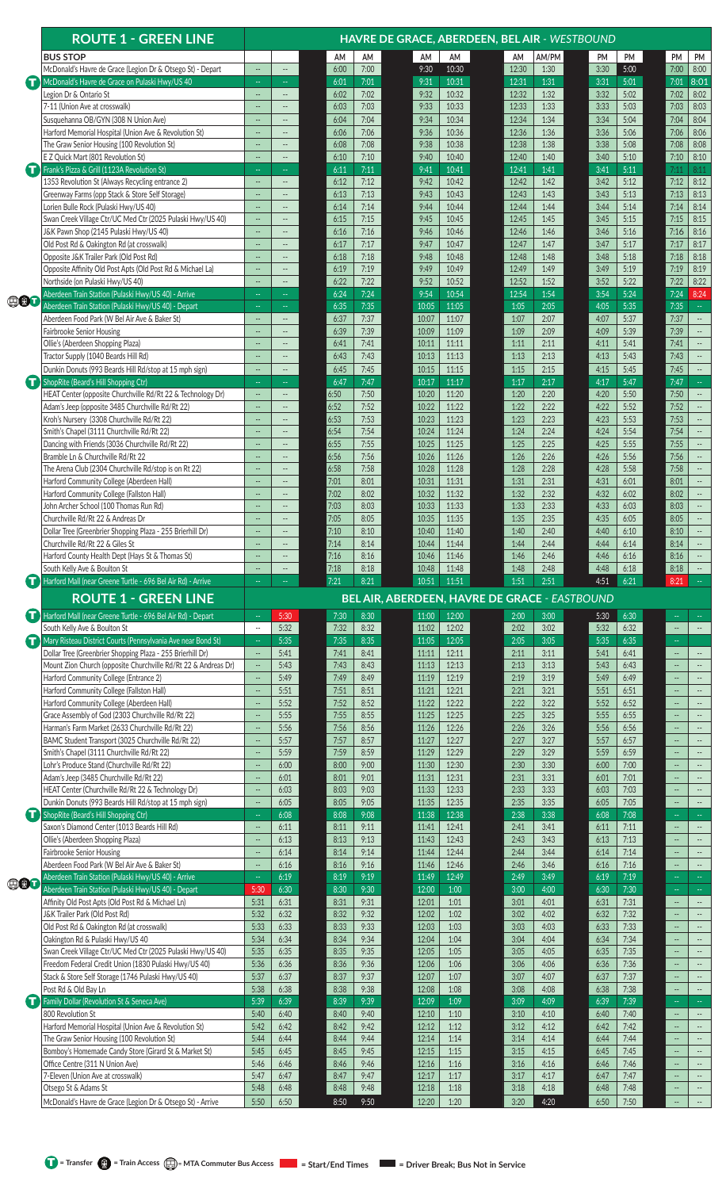# ROUTE 1 - GREEN LINE

## HAVRE DE GRACE, ABERDEEN, BEL AIR - *WESTBOUND*

| BUS STOP | | | AM | AM | AM | AM | AM | AM/PM | PM | PM | PM | PM |
|---|---|---|---|---|---|---|---|---|---|---|---|---|
| McDonald's Havre de Grace (Legion Dr & Otsego St) - Depart | | | 6:00 | 7:00 | 9:30 | 10:30 | 12:30 | 1:30 | 3:30 | 5:00 | 7:00 | 8:00 |
| McDonald's Havre de Grace on Pulaski Hwy/US 40 | -- | -- | 6:01 | 7:01 | 9:31 | 10:31 | 12:31 | 1:31 | 3:31 | 5:01 | 7:01 | 8:01 |
| Legion Dr & Ontario St | -- | -- | 6:02 | 7:02 | 9:32 | 10:32 | 12:32 | 1:32 | 3:32 | 5:02 | 7:02 | 8:02 |
| 7-11 (Union Ave at crosswalk) | -- | -- | 6:03 | 7:03 | 9:33 | 10:33 | 12:33 | 1:33 | 3:33 | 5:03 | 7:03 | 8:03 |
| Susquehanna OB/GYN (308 N Union Ave) | -- | -- | 6:04 | 7:04 | 9:34 | 10:34 | 12:34 | 1:34 | 3:34 | 5:04 | 7:04 | 8:04 |
| Harford Memorial Hospital (Union Ave & Revolution St) | -- | -- | 6:06 | 7:06 | 9:36 | 10:36 | 12:36 | 1:36 | 3:36 | 5:06 | 7:06 | 8:06 |
| The Graw Senior Housing (100 Revolution St) | -- | -- | 6:08 | 7:08 | 9:38 | 10:38 | 12:38 | 1:38 | 3:38 | 5:08 | 7:08 | 8:08 |
| E Z Quick Mart (801 Revolution St) | -- | -- | 6:10 | 7:10 | 9:40 | 10:40 | 12:40 | 1:40 | 3:40 | 5:10 | 7:10 | 8:10 |
| Frank's Pizza & Grill (1123A Revolution St) | -- | -- | 6:11 | 7:11 | 9:41 | 10:41 | 12:41 | 1:41 | 3:41 | 5:11 | 7:11 | 8:11 |
| 1353 Revolution St (Always Recycling entrance 2) | -- | -- | 6:12 | 7:12 | 9:42 | 10:42 | 12:42 | 1:42 | 3:42 | 5:12 | 7:12 | 8:12 |
| Greenway Farms (opp Stack & Store Self Storage) | -- | -- | 6:13 | 7:13 | 9:43 | 10:43 | 12:43 | 1:43 | 3:43 | 5:13 | 7:13 | 8:13 |
| Lorien Bulle Rock (Pulaski Hwy/US 40) | -- | -- | 6:14 | 7:14 | 9:44 | 10:44 | 12:44 | 1:44 | 3:44 | 5:14 | 7:14 | 8:14 |
| Swan Creek Village Ctr/UC Med Ctr (2025 Pulaski Hwy/US 40) | -- | -- | 6:15 | 7:15 | 9:45 | 10:45 | 12:45 | 1:45 | 3:45 | 5:15 | 7:15 | 8:15 |
| J&K Pawn Shop (2145 Pulaski Hwy/US 40) | -- | -- | 6:16 | 7:16 | 9:46 | 10:46 | 12:46 | 1:46 | 3:46 | 5:16 | 7:16 | 8:16 |
| Old Post Rd & Oakington Rd (at crosswalk) | -- | -- | 6:17 | 7:17 | 9:47 | 10:47 | 12:47 | 1:47 | 3:47 | 5:17 | 7:17 | 8:17 |
| Opposite J&K Trailer Park (Old Post Rd) | -- | -- | 6:18 | 7:18 | 9:48 | 10:48 | 12:48 | 1:48 | 3:48 | 5:18 | 7:18 | 8:18 |
| Opposite Affinity Old Post Apts (Old Post Rd & Michael La) | -- | -- | 6:19 | 7:19 | 9:49 | 10:49 | 12:49 | 1:49 | 3:49 | 5:19 | 7:19 | 8:19 |
| Northside (on Pulaski Hwy/US 40) | -- | -- | 6:22 | 7:22 | 9:52 | 10:52 | 12:52 | 1:52 | 3:52 | 5:22 | 7:22 | 8:22 |
| Aberdeen Train Station (Pulaski Hwy/US 40) - Arrive | -- | -- | 6:24 | 7:24 | 9:54 | 10:54 | 12:54 | 1:54 | 3:54 | 5:24 | 7:24 | 8:24 |
| Aberdeen Train Station (Pulaski Hwy/US 40) - Depart | -- | -- | 6:35 | 7:35 | 10:05 | 11:05 | 1:05 | 2:05 | 4:05 | 5:35 | 7:35 | -- |
| Aberdeen Food Park (W Bel Air Ave & Baker St) | -- | -- | 6:37 | 7:37 | 10:07 | 11:07 | 1:07 | 2:07 | 4:07 | 5:37 | 7:37 | -- |
| Fairbrooke Senior Housing | -- | -- | 6:39 | 7:39 | 10:09 | 11:09 | 1:09 | 2:09 | 4:09 | 5:39 | 7:39 | -- |
| Ollie's (Aberdeen Shopping Plaza) | -- | -- | 6:41 | 7:41 | 10:11 | 11:11 | 1:11 | 2:11 | 4:11 | 5:41 | 7:41 | -- |
| Tractor Supply (1040 Beards Hill Rd) | -- | -- | 6:43 | 7:43 | 10:13 | 11:13 | 1:13 | 2:13 | 4:13 | 5:43 | 7:43 | -- |
| Dunkin Donuts (993 Beards Hill Rd/stop at 15 mph sign) | -- | -- | 6:45 | 7:45 | 10:15 | 11:15 | 1:15 | 2:15 | 4:15 | 5:45 | 7:45 | -- |
| ShopRite (Beard's Hill Shopping Ctr) | -- | -- | 6:47 | 7:47 | 10:17 | 11:17 | 1:17 | 2:17 | 4:17 | 5:47 | 7:47 | -- |
| HEAT Center (opposite Churchville Rd/Rt 22 & Technology Dr) | -- | -- | 6:50 | 7:50 | 10:20 | 11:20 | 1:20 | 2:20 | 4:20 | 5:50 | 7:50 | -- |
| Adam's Jeep (opposite 3485 Churchville Rd/Rt 22) | -- | -- | 6:52 | 7:52 | 10:22 | 11:22 | 1:22 | 2:22 | 4:22 | 5:52 | 7:52 | -- |
| Kroh's Nursery (3308 Churchville Rd/Rt 22) | -- | -- | 6:53 | 7:53 | 10:23 | 11:23 | 1:23 | 2:23 | 4:23 | 5:53 | 7:53 | -- |
| Smith's Chapel (3111 Churchville Rd/Rt 22) | -- | -- | 6:54 | 7:54 | 10:24 | 11:24 | 1:24 | 2:24 | 4:24 | 5:54 | 7:54 | -- |
| Dancing with Friends (3036 Churchville Rd/Rt 22) | -- | -- | 6:55 | 7:55 | 10:25 | 11:25 | 1:25 | 2:25 | 4:25 | 5:55 | 7:55 | -- |
| Bramble Ln & Churchville Rd/Rt 22 | -- | -- | 6:56 | 7:56 | 10:26 | 11:26 | 1:26 | 2:26 | 4:26 | 5:56 | 7:56 | -- |
| The Arena Club (2304 Churchville Rd/stop is on Rt 22) | -- | -- | 6:58 | 7:58 | 10:28 | 11:28 | 1:28 | 2:28 | 4:28 | 5:58 | 7:58 | -- |
| Harford Community College (Aberdeen Hall) | -- | -- | 7:01 | 8:01 | 10:31 | 11:31 | 1:31 | 2:31 | 4:31 | 6:01 | 8:01 | -- |
| Harford Community College (Fallston Hall) | -- | -- | 7:02 | 8:02 | 10:32 | 11:32 | 1:32 | 2:32 | 4:32 | 6:02 | 8:02 | -- |
| John Archer School (100 Thomas Run Rd) | -- | -- | 7:03 | 8:03 | 10:33 | 11:33 | 1:33 | 2:33 | 4:33 | 6:03 | 8:03 | -- |
| Churchville Rd/Rt 22 & Andreas Dr | -- | -- | 7:05 | 8:05 | 10:35 | 11:35 | 1:35 | 2:35 | 4:35 | 6:05 | 8:05 | -- |
| Dollar Tree (Greenbrier Shopping Plaza - 255 Brierhill Dr) | -- | -- | 7:10 | 8:10 | 10:40 | 11:40 | 1:40 | 2:40 | 4:40 | 6:10 | 8:10 | -- |
| Churchville Rd/Rt 22 & Giles St | -- | -- | 7:14 | 8:14 | 10:44 | 11:44 | 1:44 | 2:44 | 4:44 | 6:14 | 8:14 | -- |
| Harford County Health Dept (Hays St & Thomas St) | -- | -- | 7:16 | 8:16 | 10:46 | 11:46 | 1:46 | 2:46 | 4:46 | 6:16 | 8:16 | -- |
| South Kelly Ave & Boulton St | -- | -- | 7:18 | 8:18 | 10:48 | 11:48 | 1:48 | 2:48 | 4:48 | 6:18 | 8:18 | -- |
| Harford Mall (near Greene Turtle - 696 Bel Air Rd) - Arrive | -- | -- | 7:21 | 8:21 | 10:51 | 11:51 | 1:51 | 2:51 | 4:51 | 6:21 | 8:21 | -- |

# ROUTE 1 - GREEN LINE

## BEL AIR, ABERDEEN, HAVRE DE GRACE - *EASTBOUND*

| BUS STOP | | | | | | | | | | | | |
|---|---|---|---|---|---|---|---|---|---|---|---|---|
| Harford Mall (near Greene Turtle - 696 Bel Air Rd) - Depart | -- | 5:30 | 7:30 | 8:30 | 11:00 | 12:00 | 2:00 | 3:00 | 5:30 | 6:30 | -- | -- |
| South Kelly Ave & Boulton St | -- | 5:32 | 7:32 | 8:32 | 11:02 | 12:02 | 2:02 | 3:02 | 5:32 | 6:32 | -- | -- |
| Mary Risteau District Courts (Pennsylvania Ave near Bond St) | -- | 5:35 | 7:35 | 8:35 | 11:05 | 12:05 | 2:05 | 3:05 | 5:35 | 6:35 | -- | |
| Dollar Tree (Greenbrier Shopping Plaza - 255 Brierhill Dr) | -- | 5:41 | 7:41 | 8:41 | 11:11 | 12:11 | 2:11 | 3:11 | 5:41 | 6:41 | -- | -- |
| Mount Zion Church (opposite Churchville Rd/Rt 22 & Andreas Dr) | -- | 5:43 | 7:43 | 8:43 | 11:13 | 12:13 | 2:13 | 3:13 | 5:43 | 6:43 | -- | -- |
| Harford Community College (Entrance 2) | -- | 5:49 | 7:49 | 8:49 | 11:19 | 12:19 | 2:19 | 3:19 | 5:49 | 6:49 | -- | -- |
| Harford Community College (Fallston Hall) | -- | 5:51 | 7:51 | 8:51 | 11:21 | 12:21 | 2:21 | 3:21 | 5:51 | 6:51 | -- | -- |
| Harford Community College (Aberdeen Hall) | -- | 5:52 | 7:52 | 8:52 | 11:22 | 12:22 | 2:22 | 3:22 | 5:52 | 6:52 | -- | -- |
| Grace Assembly of God (2303 Churchville Rd/Rt 22) | -- | 5:55 | 7:55 | 8:55 | 11:25 | 12:25 | 2:25 | 3:25 | 5:55 | 6:55 | -- | -- |
| Harman's Farm Market (2633 Churchville Rd/Rt 22) | -- | 5:56 | 7:56 | 8:56 | 11:26 | 12:26 | 2:26 | 3:26 | 5:56 | 6:56 | -- | -- |
| BAMC Student Transport (3025 Churchville Rd/Rt 22) | -- | 5:57 | 7:57 | 8:57 | 11:27 | 12:27 | 2:27 | 3:27 | 5:57 | 6:57 | -- | -- |
| Smith's Chapel (3111 Churchville Rd/Rt 22) | -- | 5:59 | 7:59 | 8:59 | 11:29 | 12:29 | 2:29 | 3:29 | 5:59 | 6:59 | -- | -- |
| Lohr's Produce Stand (Churchville Rd/Rt 22) | -- | 6:00 | 8:00 | 9:00 | 11:30 | 12:30 | 2:30 | 3:30 | 6:00 | 7:00 | -- | -- |
| Adam's Jeep (3485 Churchville Rd/Rt 22) | -- | 6:01 | 8:01 | 9:01 | 11:31 | 12:31 | 2:31 | 3:31 | 6:01 | 7:01 | -- | -- |
| HEAT Center (Churchville Rd/Rt 22 & Technology Dr) | -- | 6:03 | 8:03 | 9:03 | 11:33 | 12:33 | 2:33 | 3:33 | 6:03 | 7:03 | -- | -- |
| Dunkin Donuts (993 Beards Hill Rd/stop at 15 mph sign) | -- | 6:05 | 8:05 | 9:05 | 11:35 | 12:35 | 2:35 | 3:35 | 6:05 | 7:05 | -- | -- |
| ShopRite (Beard's Hill Shopping Ctr) | -- | 6:08 | 8:08 | 9:08 | 11:38 | 12:38 | 2:38 | 3:38 | 6:08 | 7:08 | -- | -- |
| Saxon's Diamond Center (1013 Beards Hill Rd) | -- | 6:11 | 8:11 | 9:11 | 11:41 | 12:41 | 2:41 | 3:41 | 6:11 | 7:11 | -- | -- |
| Ollie's (Aberdeen Shopping Plaza) | -- | 6:13 | 8:13 | 9:13 | 11:43 | 12:43 | 2:43 | 3:43 | 6:13 | 7:13 | -- | -- |
| Fairbrooke Senior Housing | -- | 6:14 | 8:14 | 9:14 | 11:44 | 12:44 | 2:44 | 3:44 | 6:14 | 7:14 | -- | -- |
| Aberdeen Food Park (W Bel Air Ave & Baker St) | -- | 6:16 | 8:16 | 9:16 | 11:46 | 12:46 | 2:46 | 3:46 | 6:16 | 7:16 | -- | -- |
| Aberdeen Train Station (Pulaski Hwy/US 40) - Arrive | -- | 6:19 | 8:19 | 9:19 | 11:49 | 12:49 | 2:49 | 3:49 | 6:19 | 7:19 | -- | -- |
| Aberdeen Train Station (Pulaski Hwy/US 40) - Depart | 5:30 | 6:30 | 8:30 | 9:30 | 12:00 | 1:00 | 3:00 | 4:00 | 6:30 | 7:30 | -- | -- |
| Affinity Old Post Apts (Old Post Rd & Michael Ln) | 5:31 | 6:31 | 8:31 | 9:31 | 12:01 | 1:01 | 3:01 | 4:01 | 6:31 | 7:31 | -- | -- |
| J&K Trailer Park (Old Post Rd) | 5:32 | 6:32 | 8:32 | 9:32 | 12:02 | 1:02 | 3:02 | 4:02 | 6:32 | 7:32 | -- | -- |
| Old Post Rd & Oakington Rd (at crosswalk) | 5:33 | 6:33 | 8:33 | 9:33 | 12:03 | 1:03 | 3:03 | 4:03 | 6:33 | 7:33 | -- | -- |
| Oakington Rd & Pulaski Hwy/US 40 | 5:34 | 6:34 | 8:34 | 9:34 | 12:04 | 1:04 | 3:04 | 4:04 | 6:34 | 7:34 | -- | -- |
| Swan Creek Village Ctr/UC Med Ctr (2025 Pulaski Hwy/US 40) | 5:35 | 6:35 | 8:35 | 9:35 | 12:05 | 1:05 | 3:05 | 4:05 | 6:35 | 7:35 | -- | -- |
| Freedom Federal Credit Union (1830 Pulaski Hwy/US 40) | 5:36 | 6:36 | 8:36 | 9:36 | 12:06 | 1:06 | 3:06 | 4:06 | 6:36 | 7:36 | -- | -- |
| Stack & Store Self Storage (1746 Pulaski Hwy/US 40) | 5:37 | 6:37 | 8:37 | 9:37 | 12:07 | 1:07 | 3:07 | 4:07 | 6:37 | 7:37 | -- | -- |
| Post Rd & Old Bay Ln | 5:38 | 6:38 | 8:38 | 9:38 | 12:08 | 1:08 | 3:08 | 4:08 | 6:38 | 7:38 | -- | -- |
| Family Dollar (Revolution St & Seneca Ave) | 5:39 | 6:39 | 8:39 | 9:39 | 12:09 | 1:09 | 3:09 | 4:09 | 6:39 | 7:39 | -- | -- |
| 800 Revolution St | 5:40 | 6:40 | 8:40 | 9:40 | 12:10 | 1:10 | 3:10 | 4:10 | 6:40 | 7:40 | -- | -- |
| Harford Memorial Hospital (Union Ave & Revolution St) | 5:42 | 6:42 | 8:42 | 9:42 | 12:12 | 1:12 | 3:12 | 4:12 | 6:42 | 7:42 | -- | -- |
| The Graw Senior Housing (100 Revolution St) | 5:44 | 6:44 | 8:44 | 9:44 | 12:14 | 1:14 | 3:14 | 4:14 | 6:44 | 7:44 | -- | -- |
| Bomboy's Homemade Candy Store (Girard St & Market St) | 5:45 | 6:45 | 8:45 | 9:45 | 12:15 | 1:15 | 3:15 | 4:15 | 6:45 | 7:45 | -- | -- |
| Office Centre (311 N Union Ave) | 5:46 | 6:46 | 8:46 | 9:46 | 12:16 | 1:16 | 3:16 | 4:16 | 6:46 | 7:46 | -- | -- |
| 7-Eleven (Union Ave at crosswalk) | 5:47 | 6:47 | 8:47 | 9:47 | 12:17 | 1:17 | 3:17 | 4:17 | 6:47 | 7:47 | -- | -- |
| Otsego St & Adams St | 5:48 | 6:48 | 8:48 | 9:48 | 12:18 | 1:18 | 3:18 | 4:18 | 6:48 | 7:48 | -- | -- |
| McDonald's Havre de Grace (Legion Dr & Otsego St) - Arrive | 5:50 | 6:50 | 8:50 | 9:50 | 12:20 | 1:20 | 3:20 | 4:20 | 6:50 | 7:50 | -- | -- |

T = Transfer · Train Access · MTA Commuter Bus Access · Red = Start/End Times · Black = Driver Break; Bus Not in Service